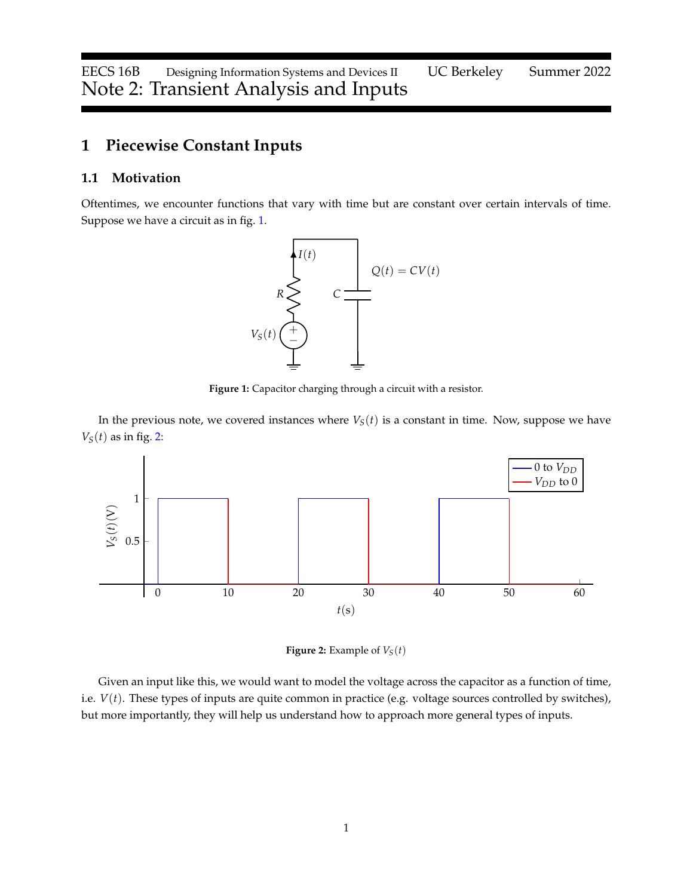# Note 2: Transient Analysis and Inputs

## 1 Piecewise Constant Inputs

### 1.1 Motivation

Oftentimes, we encounter functions that vary with time but are constant over certain intervals of time. Suppose we have a circuit as in fig. 1.

**Figure 1:** Capacitor charging through a circuit with a resistor.

In the previous note, we covered instances where $V_S(t)$ is a constant in time. Now, suppose we have $V_S(t)$ as in fig. 2:

**Figure 2:** Example of $V_S(t)$

Given an input like this, we would want to model the voltage across the capacitor as a function of time, i.e. $V(t)$. These types of inputs are quite common in practice (e.g. voltage sources controlled by switches), but more importantly, they will help us understand how to approach more general types of inputs.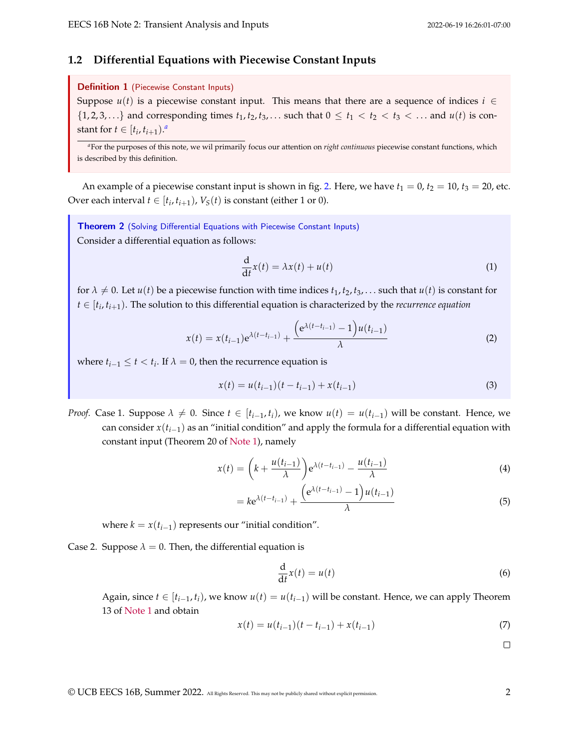## 1.2 Differential Equations with Piecewise Constant Inputs

**Definition 1** (Piecewise Constant Inputs)
Suppose $u(t)$ is a piecewise constant input. This means that there are a sequence of indices $i \in \{1, 2, 3, \ldots\}$ and corresponding times $t_1, t_2, t_3, \ldots$ such that $0 \leq t_1 < t_2 < t_3 < \ldots$ and $u(t)$ is constant for $t \in [t_i, t_{i+1})$.[a]

[a] For the purposes of this note, we wil primarily focus our attention on *right continuous* piecewise constant functions, which is described by this definition.

An example of a piecewise constant input is shown in fig. 2. Here, we have $t_1 = 0$, $t_2 = 10$, $t_3 = 20$, etc. Over each interval $t \in [t_i, t_{i+1})$, $V_S(t)$ is constant (either 1 or 0).

**Theorem 2** (Solving Differential Equations with Piecewise Constant Inputs)
Consider a differential equation as follows:

$$\frac{\mathrm{d}}{\mathrm{d}t} x(t) = \lambda x(t) + u(t) \tag{1}$$

for $\lambda \neq 0$. Let $u(t)$ be a piecewise function with time indices $t_1, t_2, t_3, \ldots$ such that $u(t)$ is constant for $t \in [t_i, t_{i+1})$. The solution to this differential equation is characterized by the *recurrence equation*

$$x(t) = x(t_{i-1}) \mathrm{e}^{\lambda(t - t_{i-1})} + \frac{\left(\mathrm{e}^{\lambda(t - t_{i-1})} - 1\right) u(t_{i-1})}{\lambda} \tag{2}$$

where $t_{i-1} \leq t < t_i$. If $\lambda = 0$, then the recurrence equation is

$$x(t) = u(t_{i-1})(t - t_{i-1}) + x(t_{i-1}) \tag{3}$$

*Proof.* Case 1. Suppose $\lambda \neq 0$. Since $t \in [t_{i-1}, t_i)$, we know $u(t) = u(t_{i-1})$ will be constant. Hence, we can consider $x(t_{i-1})$ as an "initial condition" and apply the formula for a differential equation with constant input (Theorem 20 of Note 1), namely

$$x(t) = \left(k + \frac{u(t_{i-1})}{\lambda}\right) \mathrm{e}^{\lambda(t - t_{i-1})} - \frac{u(t_{i-1})}{\lambda} \tag{4}$$

$$= k \mathrm{e}^{\lambda(t - t_{i-1})} + \frac{\left(\mathrm{e}^{\lambda(t - t_{i-1})} - 1\right) u(t_{i-1})}{\lambda} \tag{5}$$

where $k = x(t_{i-1})$ represents our "initial condition".

Case 2. Suppose $\lambda = 0$. Then, the differential equation is

$$\frac{\mathrm{d}}{\mathrm{d}t} x(t) = u(t) \tag{6}$$

Again, since $t \in [t_{i-1}, t_i)$, we know $u(t) = u(t_{i-1})$ will be constant. Hence, we can apply Theorem 13 of Note 1 and obtain

$$x(t) = u(t_{i-1})(t - t_{i-1}) + x(t_{i-1}) \tag{7}$$

□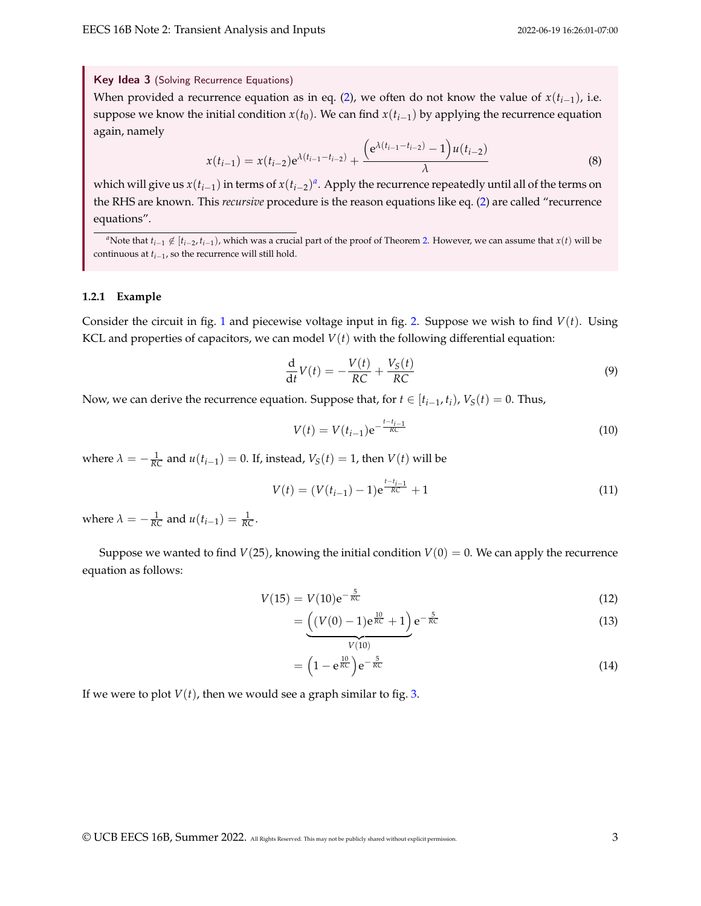**Key Idea 3** (Solving Recurrence Equations)

When provided a recurrence equation as in eq. (2), we often do not know the value of $x(t_{i-1})$, i.e. suppose we know the initial condition $x(t_0)$. We can find $x(t_{i-1})$ by applying the recurrence equation again, namely

$$x(t_{i-1}) = x(t_{i-2})e^{\lambda(t_{i-1}-t_{i-2})} + \frac{\left(e^{\lambda(t_{i-1}-t_{i-2})} - 1\right)u(t_{i-2})}{\lambda} \tag{8}$$

which will give us $x(t_{i-1})$ in terms of $x(t_{i-2})$[a]. Apply the recurrence repeatedly until all of the terms on the RHS are known. This *recursive* procedure is the reason equations like eq. (2) are called "recurrence equations".

[a] Note that $t_{i-1} \notin [t_{i-2}, t_{i-1})$, which was a crucial part of the proof of Theorem 2. However, we can assume that $x(t)$ will be continuous at $t_{i-1}$, so the recurrence will still hold.

### 1.2.1 Example

Consider the circuit in fig. 1 and piecewise voltage input in fig. 2. Suppose we wish to find $V(t)$. Using KCL and properties of capacitors, we can model $V(t)$ with the following differential equation:

$$\frac{d}{dt}V(t) = -\frac{V(t)}{RC} + \frac{V_S(t)}{RC} \tag{9}$$

Now, we can derive the recurrence equation. Suppose that, for $t \in [t_{i-1}, t_i)$, $V_S(t) = 0$. Thus,

$$V(t) = V(t_{i-1})e^{-\frac{t-t_{i-1}}{RC}} \tag{10}$$

where $\lambda = -\frac{1}{RC}$ and $u(t_{i-1}) = 0$. If, instead, $V_S(t) = 1$, then $V(t)$ will be

$$V(t) = (V(t_{i-1}) - 1)e^{\frac{t-t_{i-1}}{RC}} + 1 \tag{11}$$

where $\lambda = -\frac{1}{RC}$ and $u(t_{i-1}) = \frac{1}{RC}$.

Suppose we wanted to find $V(25)$, knowing the initial condition $V(0) = 0$. We can apply the recurrence equation as follows:

$$V(15) = V(10)e^{-\frac{5}{RC}} \tag{12}$$

$$= \underbrace{\left((V(0) - 1)e^{\frac{10}{RC}} + 1\right)}_{V(10)} e^{-\frac{5}{RC}} \tag{13}$$

$$= \left(1 - e^{\frac{10}{RC}}\right)e^{-\frac{5}{RC}} \tag{14}$$

If we were to plot $V(t)$, then we would see a graph similar to fig. 3.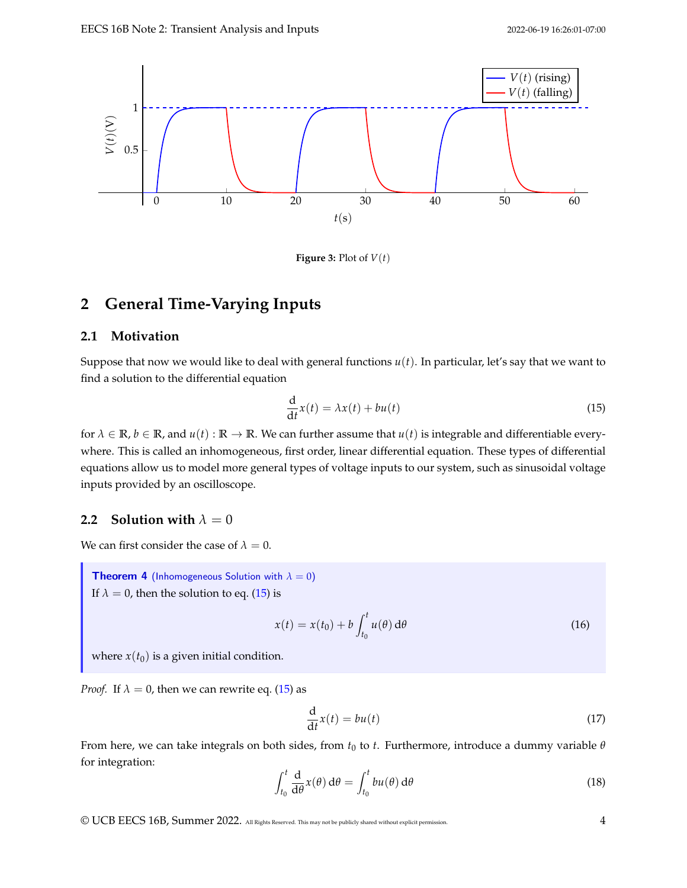Figure 3: Plot of $V(t)$

## 2 General Time-Varying Inputs

### 2.1 Motivation

Suppose that now we would like to deal with general functions $u(t)$. In particular, let's say that we want to find a solution to the differential equation

$$\frac{\mathrm{d}}{\mathrm{d}t}x(t) = \lambda x(t) + bu(t) \tag{15}$$

for $\lambda \in \mathbb{R}$, $b \in \mathbb{R}$, and $u(t) : \mathbb{R} \to \mathbb{R}$. We can further assume that $u(t)$ is integrable and differentiable everywhere. This is called an inhomogeneous, first order, linear differential equation. These types of differential equations allow us to model more general types of voltage inputs to our system, such as sinusoidal voltage inputs provided by an oscilloscope.

### 2.2 Solution with $\lambda = 0$

We can first consider the case of $\lambda = 0$.

**Theorem 4** (Inhomogeneous Solution with $\lambda = 0$)
If $\lambda = 0$, then the solution to eq. (15) is

$$x(t) = x(t_0) + b\int_{t_0}^{t} u(\theta)\,\mathrm{d}\theta \tag{16}$$

where $x(t_0)$ is a given initial condition.

*Proof.* If $\lambda = 0$, then we can rewrite eq. (15) as

$$\frac{\mathrm{d}}{\mathrm{d}t}x(t) = bu(t) \tag{17}$$

From here, we can take integrals on both sides, from $t_0$ to $t$. Furthermore, introduce a dummy variable $\theta$ for integration:

$$\int_{t_0}^{t} \frac{\mathrm{d}}{\mathrm{d}\theta}x(\theta)\,\mathrm{d}\theta = \int_{t_0}^{t} bu(\theta)\,\mathrm{d}\theta \tag{18}$$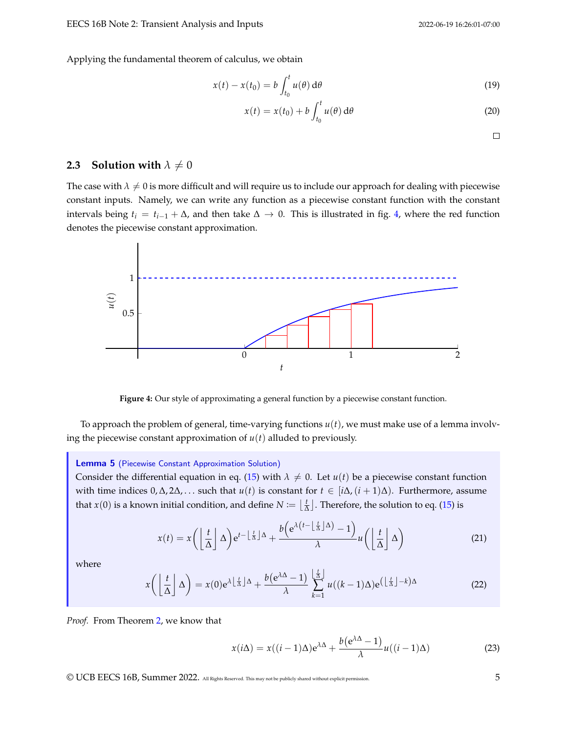Applying the fundamental theorem of calculus, we obtain

$$x(t) - x(t_0) = b \int_{t_0}^{t} u(\theta)\, d\theta \tag{19}$$

$$x(t) = x(t_0) + b \int_{t_0}^{t} u(\theta)\, d\theta \tag{20}$$

□

## 2.3 Solution with $\lambda \neq 0$

The case with $\lambda \neq 0$ is more difficult and will require us to include our approach for dealing with piecewise constant inputs. Namely, we can write any function as a piecewise constant function with the constant intervals being $t_i = t_{i-1} + \Delta$, and then take $\Delta \to 0$. This is illustrated in fig. 4, where the red function denotes the piecewise constant approximation.

**Figure 4:** Our style of approximating a general function by a piecewise constant function.

To approach the problem of general, time-varying functions $u(t)$, we must make use of a lemma involving the piecewise constant approximation of $u(t)$ alluded to previously.

> **Lemma 5** (Piecewise Constant Approximation Solution)
> Consider the differential equation in eq. (15) with $\lambda \neq 0$. Let $u(t)$ be a piecewise constant function with time indices $0, \Delta, 2\Delta, \ldots$ such that $u(t)$ is constant for $t \in [i\Delta, (i+1)\Delta)$. Furthermore, assume that $x(0)$ is a known initial condition, and define $N := \lfloor \frac{t}{\Delta} \rfloor$. Therefore, the solution to eq. (15) is
>
> $$x(t) = x\left(\left\lfloor \frac{t}{\Delta} \right\rfloor \Delta\right) e^{t - \lfloor \frac{t}{\Delta} \rfloor \Delta} + \frac{b\left(e^{\lambda\left(t - \lfloor \frac{t}{\Delta} \rfloor \Delta\right)} - 1\right)}{\lambda} u\left(\left\lfloor \frac{t}{\Delta} \right\rfloor \Delta\right) \tag{21}$$
>
> where
>
> $$x\left(\left\lfloor \frac{t}{\Delta} \right\rfloor \Delta\right) = x(0) e^{\lambda \lfloor \frac{t}{\Delta} \rfloor \Delta} + \frac{b(e^{\lambda\Delta} - 1)}{\lambda} \sum_{k=1}^{\lfloor \frac{t}{\Delta} \rfloor} u((k-1)\Delta) e^{\left(\lfloor \frac{t}{\Delta} \rfloor - k\right)\Delta} \tag{22}$$

*Proof.* From Theorem 2, we know that

$$x(i\Delta) = x((i-1)\Delta)e^{\lambda\Delta} + \frac{b\left(e^{\lambda\Delta} - 1\right)}{\lambda} u((i-1)\Delta) \tag{23}$$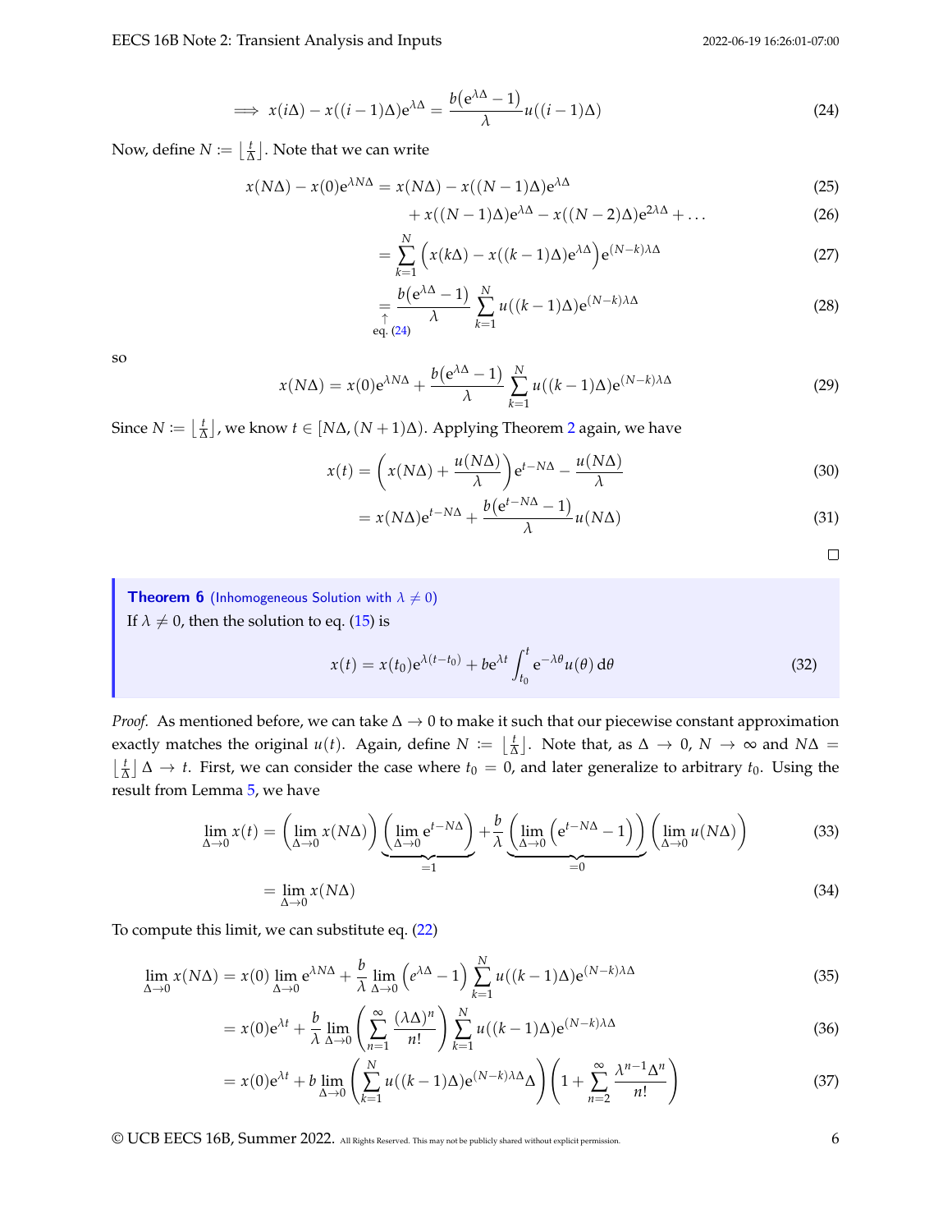$$\implies x(i\Delta) - x((i-1)\Delta)e^{\lambda\Delta} = \frac{b\left(e^{\lambda\Delta} - 1\right)}{\lambda} u((i-1)\Delta) \tag{24}$$

Now, define $N := \left\lfloor \frac{t}{\Delta} \right\rfloor$. Note that we can write

$$x(N\Delta) - x(0)e^{\lambda N\Delta} = x(N\Delta) - x((N-1)\Delta)e^{\lambda\Delta} \tag{25}$$

$$+ x((N-1)\Delta)e^{\lambda\Delta} - x((N-2)\Delta)e^{2\lambda\Delta} + \dots \tag{26}$$

$$= \sum_{k=1}^{N} \left( x(k\Delta) - x((k-1)\Delta)e^{\lambda\Delta} \right) e^{(N-k)\lambda\Delta} \tag{27}$$

$$\underset{\text{eq. (24)}}{=} \frac{b\left(e^{\lambda\Delta} - 1\right)}{\lambda} \sum_{k=1}^{N} u((k-1)\Delta) e^{(N-k)\lambda\Delta} \tag{28}$$

so

$$x(N\Delta) = x(0)e^{\lambda N\Delta} + \frac{b\left(e^{\lambda\Delta} - 1\right)}{\lambda} \sum_{k=1}^{N} u((k-1)\Delta) e^{(N-k)\lambda\Delta} \tag{29}$$

Since $N := \left\lfloor \frac{t}{\Delta} \right\rfloor$, we know $t \in [N\Delta, (N+1)\Delta)$. Applying Theorem 2 again, we have

$$x(t) = \left( x(N\Delta) + \frac{u(N\Delta)}{\lambda} \right) e^{t - N\Delta} - \frac{u(N\Delta)}{\lambda} \tag{30}$$

$$= x(N\Delta)e^{t-N\Delta} + \frac{b\left(e^{t-N\Delta} - 1\right)}{\lambda} u(N\Delta) \tag{31}$$

□

> **Theorem 6** (Inhomogeneous Solution with $\lambda \neq 0$)
>
> If $\lambda \neq 0$, then the solution to eq. (15) is
>
> $$x(t) = x(t_0)e^{\lambda(t-t_0)} + be^{\lambda t} \int_{t_0}^{t} e^{-\lambda\theta} u(\theta)\, d\theta \tag{32}$$

*Proof.* As mentioned before, we can take $\Delta \to 0$ to make it such that our piecewise constant approximation exactly matches the original $u(t)$. Again, define $N := \left\lfloor \frac{t}{\Delta} \right\rfloor$. Note that, as $\Delta \to 0$, $N \to \infty$ and $N\Delta = \left\lfloor \frac{t}{\Delta} \right\rfloor \Delta \to t$. First, we can consider the case where $t_0 = 0$, and later generalize to arbitrary $t_0$. Using the result from Lemma 5, we have

$$\lim_{\Delta \to 0} x(t) = \left( \lim_{\Delta \to 0} x(N\Delta) \right) \underbrace{\left( \lim_{\Delta \to 0} e^{t - N\Delta} \right)}_{=1} + \frac{b}{\lambda} \underbrace{\left( \lim_{\Delta \to 0} \left( e^{t-N\Delta} - 1 \right) \right)}_{=0} \left( \lim_{\Delta \to 0} u(N\Delta) \right) \tag{33}$$

$$= \lim_{\Delta \to 0} x(N\Delta) \tag{34}$$

To compute this limit, we can substitute eq. (22)

$$\lim_{\Delta \to 0} x(N\Delta) = x(0) \lim_{\Delta \to 0} e^{\lambda N\Delta} + \frac{b}{\lambda} \lim_{\Delta \to 0} \left( e^{\lambda\Delta} - 1 \right) \sum_{k=1}^{N} u((k-1)\Delta) e^{(N-k)\lambda\Delta} \tag{35}$$

$$= x(0)e^{\lambda t} + \frac{b}{\lambda} \lim_{\Delta \to 0} \left( \sum_{n=1}^{\infty} \frac{(\lambda\Delta)^n}{n!} \right) \sum_{k=1}^{N} u((k-1)\Delta) e^{(N-k)\lambda\Delta} \tag{36}$$

$$= x(0)e^{\lambda t} + b \lim_{\Delta \to 0} \left( \sum_{k=1}^{N} u((k-1)\Delta) e^{(N-k)\lambda\Delta} \Delta \right) \left( 1 + \sum_{n=2}^{\infty} \frac{\lambda^{n-1}\Delta^n}{n!} \right) \tag{37}$$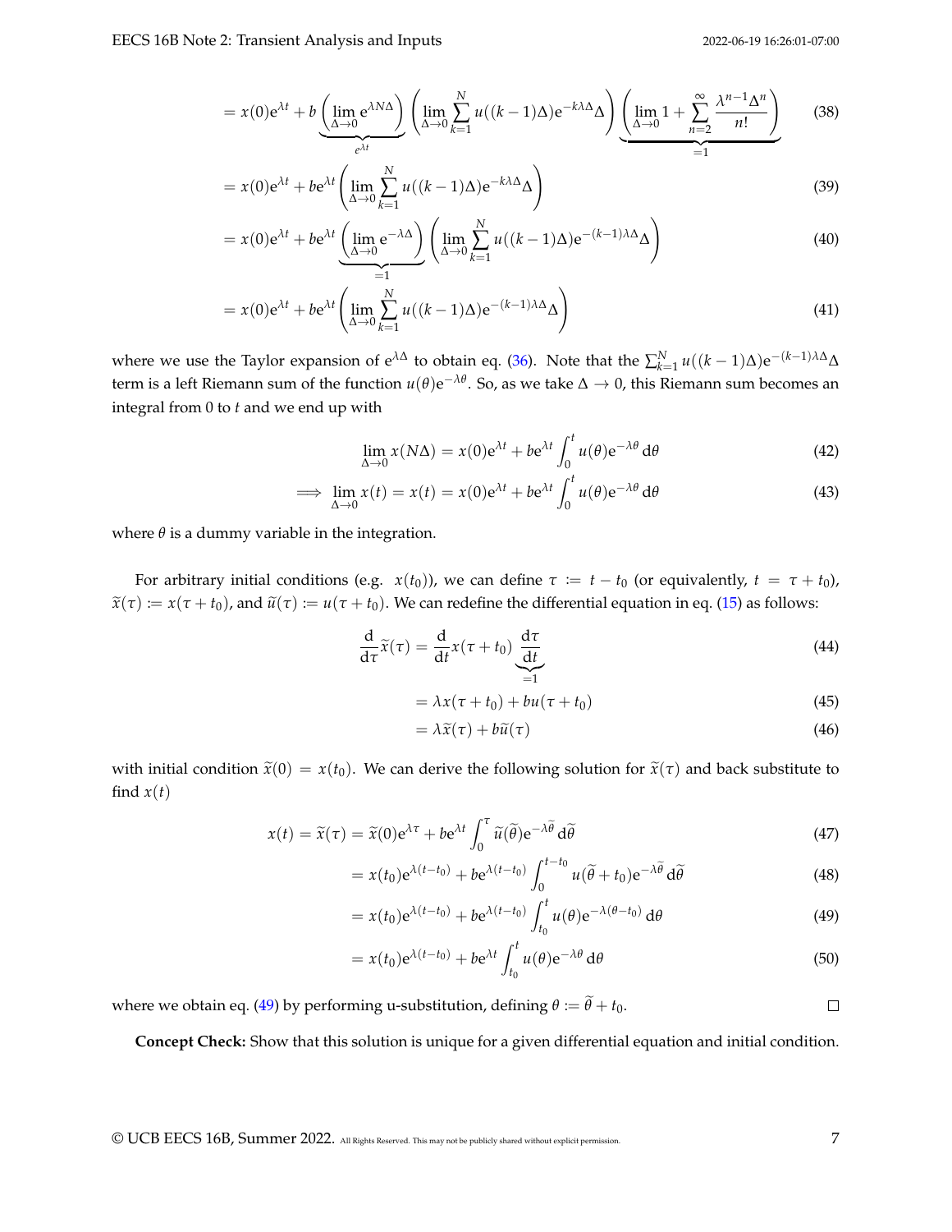$$= x(0)e^{\lambda t} + b \underbrace{\left(\lim_{\Delta \to 0} e^{\lambda N \Delta}\right)}_{e^{\lambda t}} \left(\lim_{\Delta \to 0} \sum_{k=1}^{N} u((k-1)\Delta) e^{-k\lambda\Delta} \Delta\right) \underbrace{\left(\lim_{\Delta \to 0} 1 + \sum_{n=2}^{\infty} \frac{\lambda^{n-1}\Delta^n}{n!}\right)}_{=1} \tag{38}$$

$$= x(0)e^{\lambda t} + b e^{\lambda t} \left(\lim_{\Delta \to 0} \sum_{k=1}^{N} u((k-1)\Delta) e^{-k\lambda\Delta} \Delta\right) \tag{39}$$

$$= x(0)e^{\lambda t} + b e^{\lambda t} \underbrace{\left(\lim_{\Delta \to 0} e^{-\lambda\Delta}\right)}_{=1} \left(\lim_{\Delta \to 0} \sum_{k=1}^{N} u((k-1)\Delta) e^{-(k-1)\lambda\Delta} \Delta\right) \tag{40}$$

$$= x(0)e^{\lambda t} + b e^{\lambda t} \left(\lim_{\Delta \to 0} \sum_{k=1}^{N} u((k-1)\Delta) e^{-(k-1)\lambda\Delta} \Delta\right) \tag{41}$$

where we use the Taylor expansion of $e^{\lambda\Delta}$ to obtain eq. (36). Note that the $\sum_{k=1}^{N} u((k-1)\Delta) e^{-(k-1)\lambda\Delta}\Delta$ term is a left Riemann sum of the function $u(\theta)e^{-\lambda\theta}$. So, as we take $\Delta \to 0$, this Riemann sum becomes an integral from 0 to $t$ and we end up with

$$\lim_{\Delta \to 0} x(N\Delta) = x(0)e^{\lambda t} + b e^{\lambda t} \int_0^t u(\theta) e^{-\lambda\theta} \, d\theta \tag{42}$$

$$\implies \lim_{\Delta \to 0} x(t) = x(t) = x(0)e^{\lambda t} + b e^{\lambda t} \int_0^t u(\theta) e^{-\lambda\theta} \, d\theta \tag{43}$$

where $\theta$ is a dummy variable in the integration.

For arbitrary initial conditions (e.g. $x(t_0)$), we can define $\tau := t - t_0$ (or equivalently, $t = \tau + t_0$), $\widetilde{x}(\tau) := x(\tau + t_0)$, and $\widetilde{u}(\tau) := u(\tau + t_0)$. We can redefine the differential equation in eq. (15) as follows:

$$\frac{d}{d\tau}\widetilde{x}(\tau) = \frac{d}{dt}x(\tau + t_0) \underbrace{\frac{d\tau}{dt}}_{=1} \tag{44}$$

$$= \lambda x(\tau + t_0) + b u(\tau + t_0) \tag{45}$$

$$= \lambda \widetilde{x}(\tau) + b \widetilde{u}(\tau) \tag{46}$$

with initial condition $\widetilde{x}(0) = x(t_0)$. We can derive the following solution for $\widetilde{x}(\tau)$ and back substitute to find $x(t)$

$$x(t) = \widetilde{x}(\tau) = \widetilde{x}(0)e^{\lambda\tau} + b e^{\lambda t} \int_0^{\tau} \widetilde{u}(\widetilde{\theta}) e^{-\lambda\widetilde{\theta}} \, d\widetilde{\theta} \tag{47}$$

$$= x(t_0)e^{\lambda(t-t_0)} + b e^{\lambda(t-t_0)} \int_0^{t-t_0} u(\widetilde{\theta} + t_0) e^{-\lambda\widetilde{\theta}} \, d\widetilde{\theta} \tag{48}$$

$$= x(t_0)e^{\lambda(t-t_0)} + b e^{\lambda(t-t_0)} \int_{t_0}^{t} u(\theta) e^{-\lambda(\theta - t_0)} \, d\theta \tag{49}$$

$$= x(t_0)e^{\lambda(t-t_0)} + b e^{\lambda t} \int_{t_0}^{t} u(\theta) e^{-\lambda\theta} \, d\theta \tag{50}$$

where we obtain eq. (49) by performing u-substitution, defining $\theta := \widetilde{\theta} + t_0$. □

**Concept Check:** Show that this solution is unique for a given differential equation and initial condition.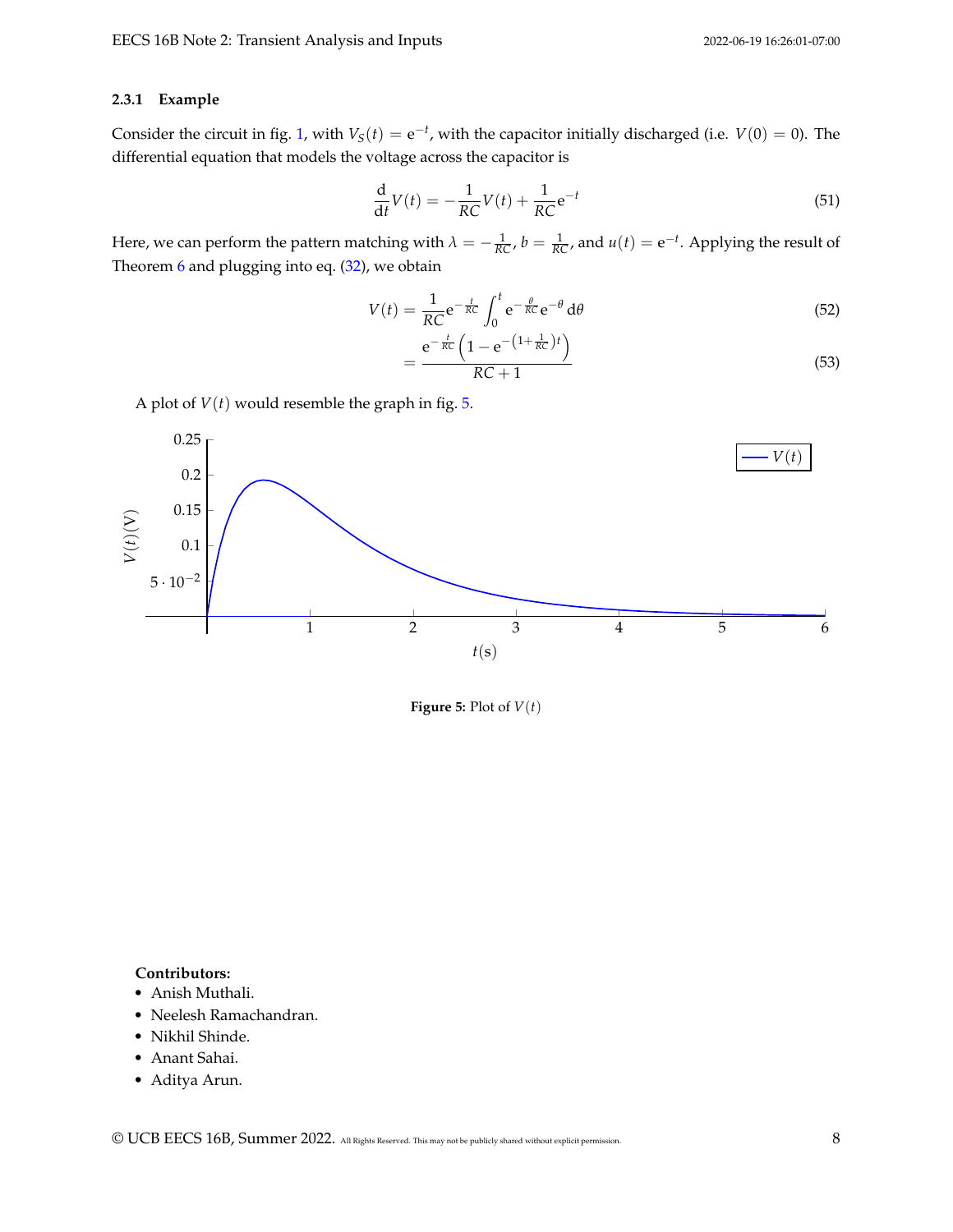### 2.3.1 Example

Consider the circuit in fig. 1, with $V_S(t) = e^{-t}$, with the capacitor initially discharged (i.e. $V(0) = 0$). The differential equation that models the voltage across the capacitor is

$$\frac{d}{dt}V(t) = -\frac{1}{RC}V(t) + \frac{1}{RC}e^{-t} \tag{51}$$

Here, we can perform the pattern matching with $\lambda = -\frac{1}{RC}$, $b = \frac{1}{RC}$, and $u(t) = e^{-t}$. Applying the result of Theorem 6 and plugging into eq. (32), we obtain

$$V(t) = \frac{1}{RC}e^{-\frac{t}{RC}} \int_0^t e^{-\frac{\theta}{RC}} e^{-\theta} \, d\theta \tag{52}$$

$$= \frac{e^{-\frac{t}{RC}}\left(1 - e^{-\left(1+\frac{1}{RC}\right)t}\right)}{RC + 1} \tag{53}$$

A plot of $V(t)$ would resemble the graph in fig. 5.

0.25
0.2
0.15
0.1
$5 \cdot 10^{-2}$
$V(t)$ (V)
1 2 3 4 5 6
$t$(s)
$V(t)$

**Figure 5:** Plot of $V(t)$

**Contributors:**

- Anish Muthali.
- Neelesh Ramachandran.
- Nikhil Shinde.
- Anant Sahai.
- Aditya Arun.